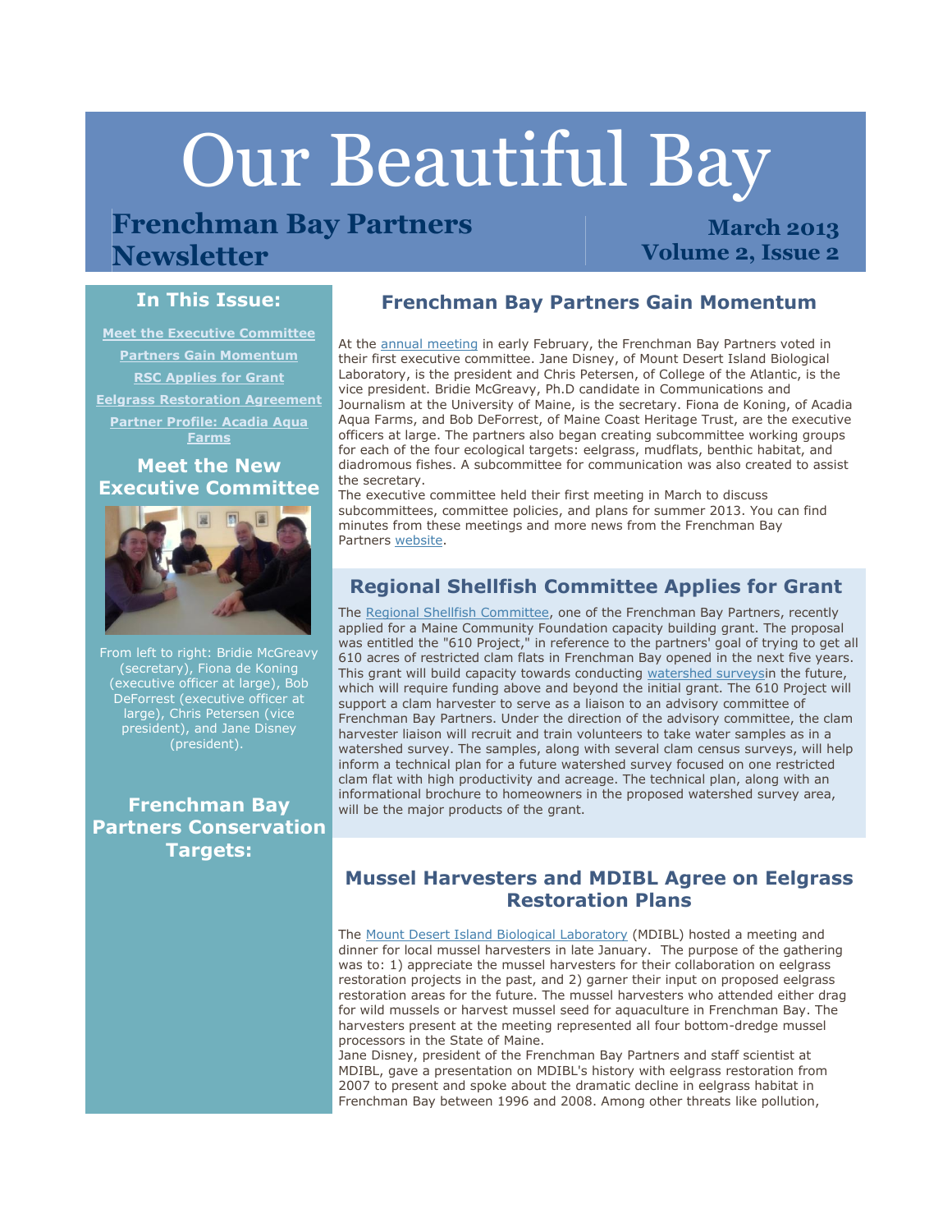# Our Beautiful Bay

## Frenchman Bay Partners Newsletter

**March 2013**
**Volume 2, Issue 2**

### In This Issue:

- Meet the Executive Committee
- Partners Gain Momentum
- RSC Applies for Grant
- Eelgrass Restoration Agreement
- Partner Profile: Acadia Aqua Farms

### Meet the New Executive Committee

From left to right: Bridie McGreavy (secretary), Fiona de Koning (executive officer at large), Bob DeForrest (executive officer at large), Chris Petersen (vice president), and Jane Disney (president).

### Frenchman Bay Partners Conservation Targets:

## Frenchman Bay Partners Gain Momentum

At the annual meeting in early February, the Frenchman Bay Partners voted in their first executive committee. Jane Disney, of Mount Desert Island Biological Laboratory, is the president and Chris Petersen, of College of the Atlantic, is the vice president. Bridie McGreavy, Ph.D candidate in Communications and Journalism at the University of Maine, is the secretary. Fiona de Koning, of Acadia Aqua Farms, and Bob DeForrest, of Maine Coast Heritage Trust, are the executive officers at large. The partners also began creating subcommittee working groups for each of the four ecological targets: eelgrass, mudflats, benthic habitat, and diadromous fishes. A subcommittee for communication was also created to assist the secretary.

The executive committee held their first meeting in March to discuss subcommittees, committee policies, and plans for summer 2013. You can find minutes from these meetings and more news from the Frenchman Bay Partners website.

## Regional Shellfish Committee Applies for Grant

The Regional Shellfish Committee, one of the Frenchman Bay Partners, recently applied for a Maine Community Foundation capacity building grant. The proposal was entitled the "610 Project," in reference to the partners' goal of trying to get all 610 acres of restricted clam flats in Frenchman Bay opened in the next five years. This grant will build capacity towards conducting watershed surveysin the future, which will require funding above and beyond the initial grant. The 610 Project will support a clam harvester to serve as a liaison to an advisory committee of Frenchman Bay Partners. Under the direction of the advisory committee, the clam harvester liaison will recruit and train volunteers to take water samples as in a watershed survey. The samples, along with several clam census surveys, will help inform a technical plan for a future watershed survey focused on one restricted clam flat with high productivity and acreage. The technical plan, along with an informational brochure to homeowners in the proposed watershed survey area, will be the major products of the grant.

## Mussel Harvesters and MDIBL Agree on Eelgrass Restoration Plans

The Mount Desert Island Biological Laboratory (MDIBL) hosted a meeting and dinner for local mussel harvesters in late January. The purpose of the gathering was to: 1) appreciate the mussel harvesters for their collaboration on eelgrass restoration projects in the past, and 2) garner their input on proposed eelgrass restoration areas for the future. The mussel harvesters who attended either drag for wild mussels or harvest mussel seed for aquaculture in Frenchman Bay. The harvesters present at the meeting represented all four bottom-dredge mussel processors in the State of Maine.

Jane Disney, president of the Frenchman Bay Partners and staff scientist at MDIBL, gave a presentation on MDIBL's history with eelgrass restoration from 2007 to present and spoke about the dramatic decline in eelgrass habitat in Frenchman Bay between 1996 and 2008. Among other threats like pollution,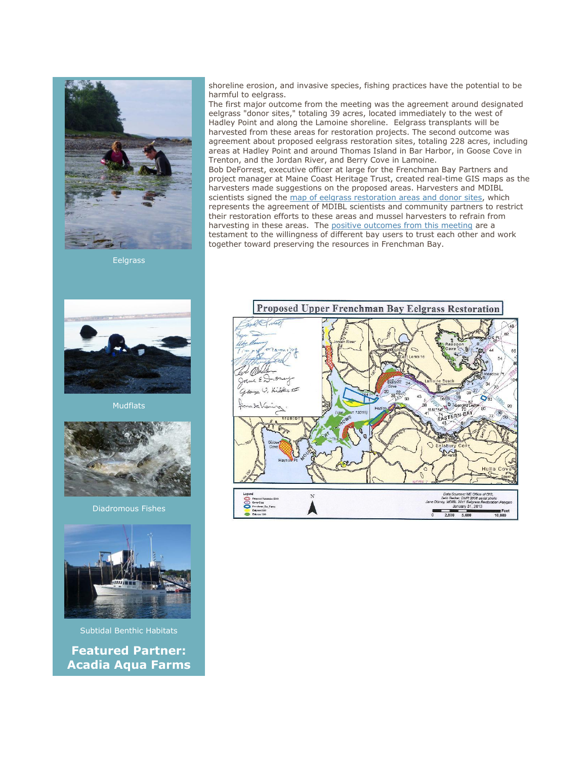shoreline erosion, and invasive species, fishing practices have the potential to be harmful to eelgrass.

The first major outcome from the meeting was the agreement around designated eelgrass "donor sites," totaling 39 acres, located immediately to the west of Hadley Point and along the Lamoine shoreline. Eelgrass transplants will be harvested from these areas for restoration projects. The second outcome was agreement about proposed eelgrass restoration sites, totaling 228 acres, including areas at Hadley Point and around Thomas Island in Bar Harbor, in Goose Cove in Trenton, and the Jordan River, and Berry Cove in Lamoine.

Bob DeForrest, executive officer at large for the Frenchman Bay Partners and project manager at Maine Coast Heritage Trust, created real-time GIS maps as the harvesters made suggestions on the proposed areas. Harvesters and MDIBL scientists signed the map of eelgrass restoration areas and donor sites, which represents the agreement of MDIBL scientists and community partners to restrict their restoration efforts to these areas and mussel harvesters to refrain from harvesting in these areas. The positive outcomes from this meeting are a testament to the willingness of different bay users to trust each other and work together toward preserving the resources in Frenchman Bay.

Eelgrass

Mudflats

Diadromous Fishes

Subtidal Benthic Habitats

**Featured Partner: Acadia Aqua Farms**

Proposed Upper Frenchman Bay Eelgrass Restoration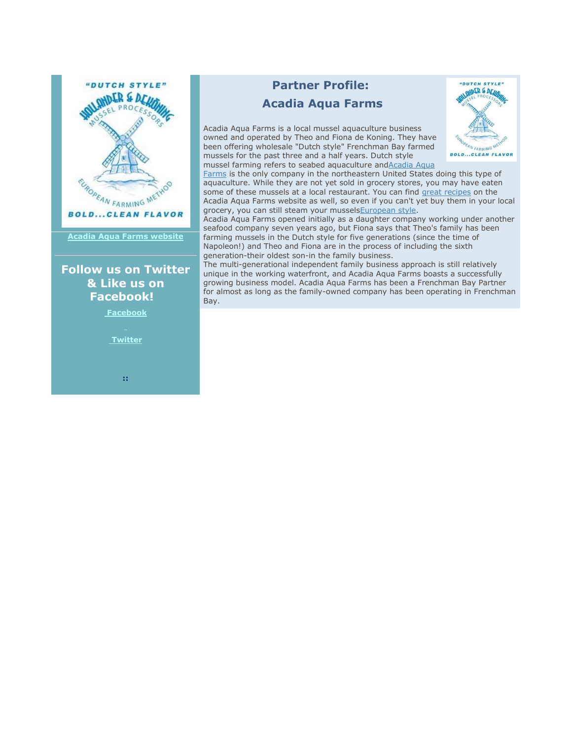**Acadia Aqua Farms website**

## Follow us on Twitter & Like us on Facebook!

**Facebook**

**Twitter**

::

## Partner Profile:

## Acadia Aqua Farms

Acadia Aqua Farms is a local mussel aquaculture business owned and operated by Theo and Fiona de Koning. They have been offering wholesale "Dutch style" Frenchman Bay farmed mussels for the past three and a half years. Dutch style mussel farming refers to seabed aquaculture andAcadia Aqua Farms is the only company in the northeastern United States doing this type of aquaculture. While they are not yet sold in grocery stores, you may have eaten some of these mussels at a local restaurant. You can find great recipes on the Acadia Aqua Farms website as well, so even if you can't yet buy them in your local grocery, you can still steam your musselsEuropean style.

Acadia Aqua Farms opened initially as a daughter company working under another seafood company seven years ago, but Fiona says that Theo's family has been farming mussels in the Dutch style for five generations (since the time of Napoleon!) and Theo and Fiona are in the process of including the sixth generation-their oldest son-in the family business.

The multi-generational independent family business approach is still relatively unique in the working waterfront, and Acadia Aqua Farms boasts a successfully growing business model. Acadia Aqua Farms has been a Frenchman Bay Partner for almost as long as the family-owned company has been operating in Frenchman Bay.